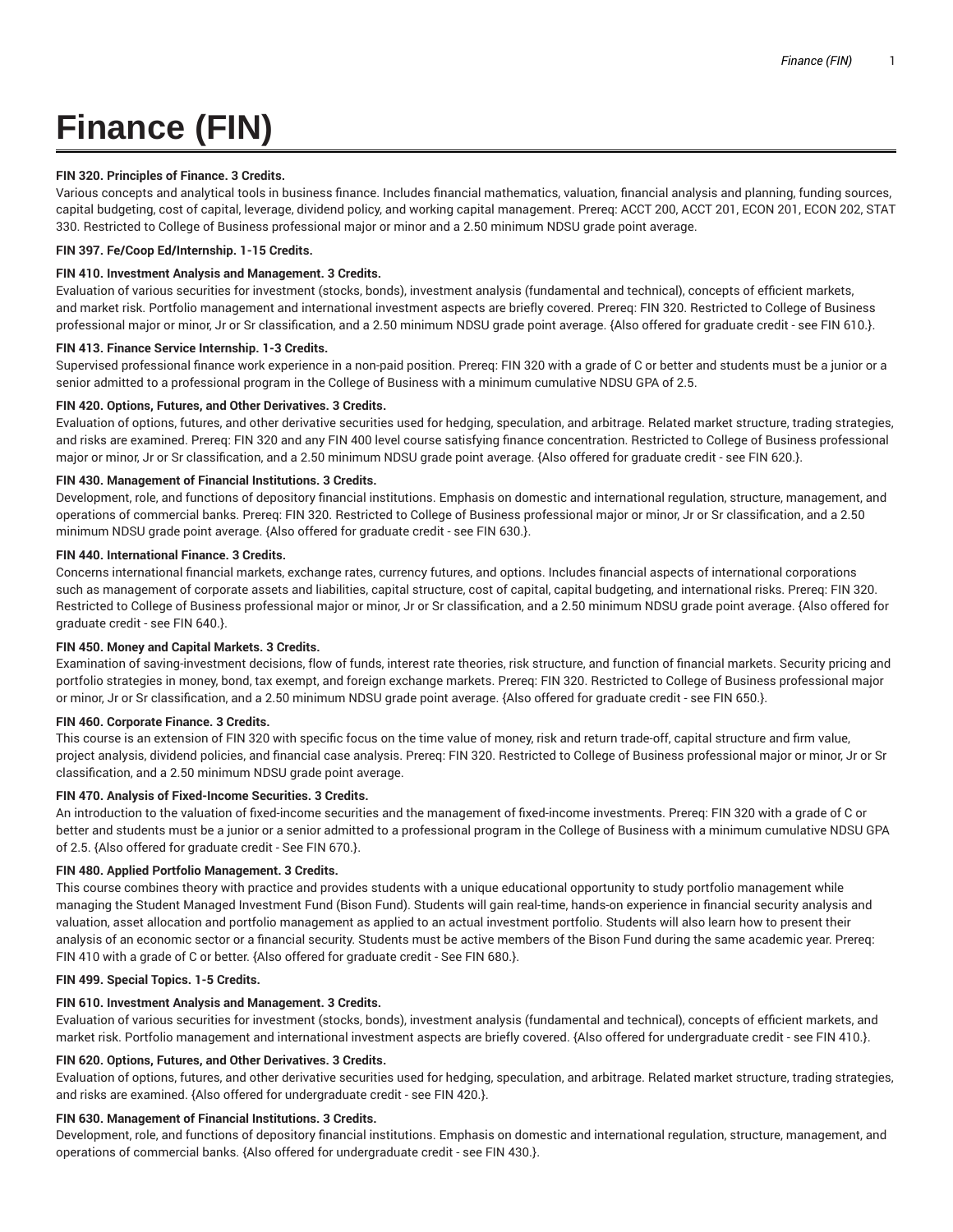# Finance (FIN)

**FIN 320. Principles of Finance. 3 Credits.**

Various concepts and analytical tools in business finance. Includes financial mathematics, valuation, financial analysis and planning, funding sources, capital budgeting, cost of capital, leverage, dividend policy, and working capital management. Prereq: ACCT 200, ACCT 201, ECON 201, ECON 202, STAT 330. Restricted to College of Business professional major or minor and a 2.50 minimum NDSU grade point average.

**FIN 397. Fe/Coop Ed/Internship. 1-15 Credits.**

**FIN 410. Investment Analysis and Management. 3 Credits.**

Evaluation of various securities for investment (stocks, bonds), investment analysis (fundamental and technical), concepts of efficient markets, and market risk. Portfolio management and international investment aspects are briefly covered. Prereq: FIN 320. Restricted to College of Business professional major or minor, Jr or Sr classification, and a 2.50 minimum NDSU grade point average. {Also offered for graduate credit - see FIN 610.}.

**FIN 413. Finance Service Internship. 1-3 Credits.**

Supervised professional finance work experience in a non-paid position. Prereq: FIN 320 with a grade of C or better and students must be a junior or a senior admitted to a professional program in the College of Business with a minimum cumulative NDSU GPA of 2.5.

**FIN 420. Options, Futures, and Other Derivatives. 3 Credits.**

Evaluation of options, futures, and other derivative securities used for hedging, speculation, and arbitrage. Related market structure, trading strategies, and risks are examined. Prereq: FIN 320 and any FIN 400 level course satisfying finance concentration. Restricted to College of Business professional major or minor, Jr or Sr classification, and a 2.50 minimum NDSU grade point average. {Also offered for graduate credit - see FIN 620.}.

**FIN 430. Management of Financial Institutions. 3 Credits.**

Development, role, and functions of depository financial institutions. Emphasis on domestic and international regulation, structure, management, and operations of commercial banks. Prereq: FIN 320. Restricted to College of Business professional major or minor, Jr or Sr classification, and a 2.50 minimum NDSU grade point average. {Also offered for graduate credit - see FIN 630.}.

**FIN 440. International Finance. 3 Credits.**

Concerns international financial markets, exchange rates, currency futures, and options. Includes financial aspects of international corporations such as management of corporate assets and liabilities, capital structure, cost of capital, capital budgeting, and international risks. Prereq: FIN 320. Restricted to College of Business professional major or minor, Jr or Sr classification, and a 2.50 minimum NDSU grade point average. {Also offered for graduate credit - see FIN 640.}.

**FIN 450. Money and Capital Markets. 3 Credits.**

Examination of saving-investment decisions, flow of funds, interest rate theories, risk structure, and function of financial markets. Security pricing and portfolio strategies in money, bond, tax exempt, and foreign exchange markets. Prereq: FIN 320. Restricted to College of Business professional major or minor, Jr or Sr classification, and a 2.50 minimum NDSU grade point average. {Also offered for graduate credit - see FIN 650.}.

**FIN 460. Corporate Finance. 3 Credits.**

This course is an extension of FIN 320 with specific focus on the time value of money, risk and return trade-off, capital structure and firm value, project analysis, dividend policies, and financial case analysis. Prereq: FIN 320. Restricted to College of Business professional major or minor, Jr or Sr classification, and a 2.50 minimum NDSU grade point average.

**FIN 470. Analysis of Fixed-Income Securities. 3 Credits.**

An introduction to the valuation of fixed-income securities and the management of fixed-income investments. Prereq: FIN 320 with a grade of C or better and students must be a junior or a senior admitted to a professional program in the College of Business with a minimum cumulative NDSU GPA of 2.5. {Also offered for graduate credit - See FIN 670.}.

**FIN 480. Applied Portfolio Management. 3 Credits.**

This course combines theory with practice and provides students with a unique educational opportunity to study portfolio management while managing the Student Managed Investment Fund (Bison Fund). Students will gain real-time, hands-on experience in financial security analysis and valuation, asset allocation and portfolio management as applied to an actual investment portfolio. Students will also learn how to present their analysis of an economic sector or a financial security. Students must be active members of the Bison Fund during the same academic year. Prereq: FIN 410 with a grade of C or better. {Also offered for graduate credit - See FIN 680.}.

**FIN 499. Special Topics. 1-5 Credits.**

**FIN 610. Investment Analysis and Management. 3 Credits.**

Evaluation of various securities for investment (stocks, bonds), investment analysis (fundamental and technical), concepts of efficient markets, and market risk. Portfolio management and international investment aspects are briefly covered. {Also offered for undergraduate credit - see FIN 410.}.

**FIN 620. Options, Futures, and Other Derivatives. 3 Credits.**

Evaluation of options, futures, and other derivative securities used for hedging, speculation, and arbitrage. Related market structure, trading strategies, and risks are examined. {Also offered for undergraduate credit - see FIN 420.}.

**FIN 630. Management of Financial Institutions. 3 Credits.**

Development, role, and functions of depository financial institutions. Emphasis on domestic and international regulation, structure, management, and operations of commercial banks. {Also offered for undergraduate credit - see FIN 430.}.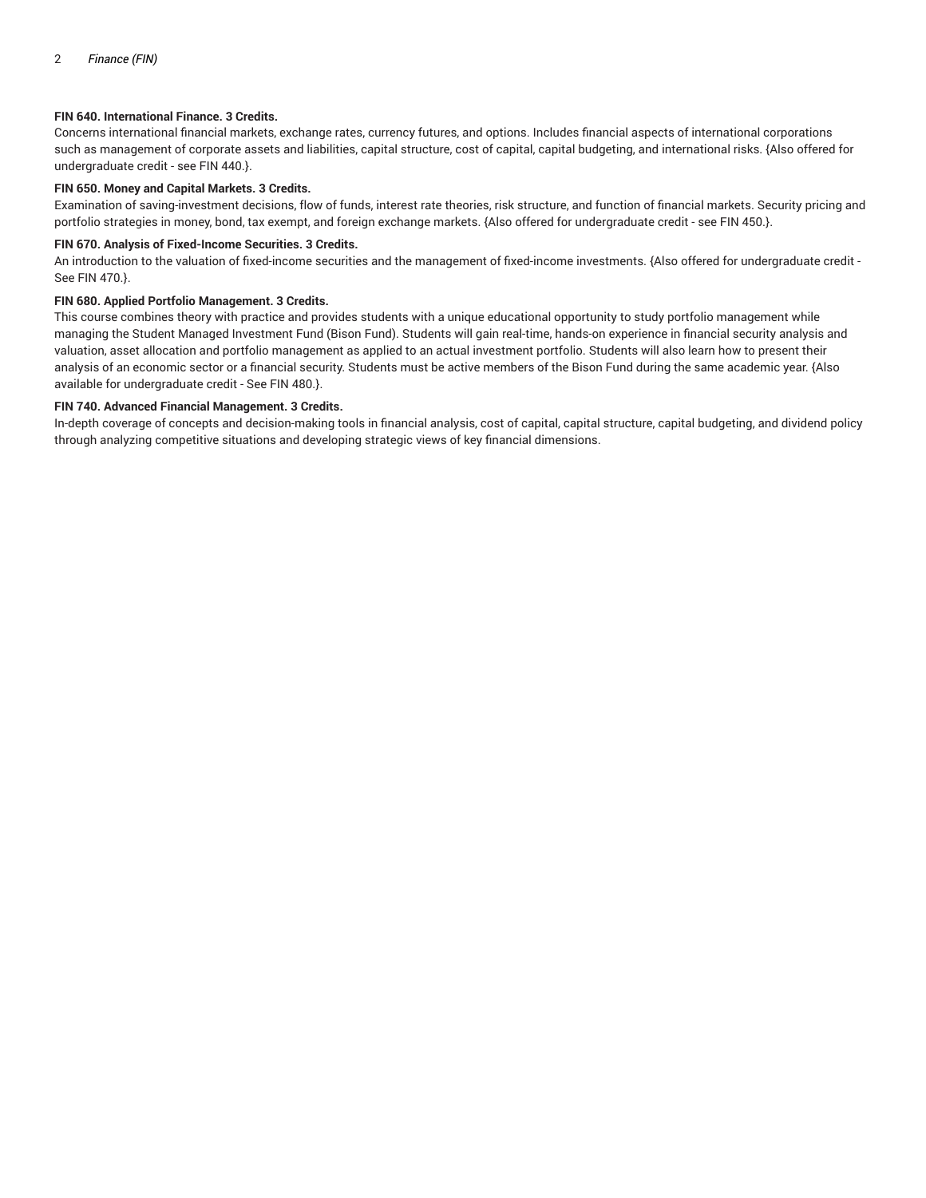**FIN 640. International Finance. 3 Credits.**
Concerns international financial markets, exchange rates, currency futures, and options. Includes financial aspects of international corporations such as management of corporate assets and liabilities, capital structure, cost of capital, capital budgeting, and international risks. {Also offered for undergraduate credit - see FIN 440.}.

**FIN 650. Money and Capital Markets. 3 Credits.**
Examination of saving-investment decisions, flow of funds, interest rate theories, risk structure, and function of financial markets. Security pricing and portfolio strategies in money, bond, tax exempt, and foreign exchange markets. {Also offered for undergraduate credit - see FIN 450.}.

**FIN 670. Analysis of Fixed-Income Securities. 3 Credits.**
An introduction to the valuation of fixed-income securities and the management of fixed-income investments. {Also offered for undergraduate credit - See FIN 470.}.

**FIN 680. Applied Portfolio Management. 3 Credits.**
This course combines theory with practice and provides students with a unique educational opportunity to study portfolio management while managing the Student Managed Investment Fund (Bison Fund). Students will gain real-time, hands-on experience in financial security analysis and valuation, asset allocation and portfolio management as applied to an actual investment portfolio. Students will also learn how to present their analysis of an economic sector or a financial security. Students must be active members of the Bison Fund during the same academic year. {Also available for undergraduate credit - See FIN 480.}.

**FIN 740. Advanced Financial Management. 3 Credits.**
In-depth coverage of concepts and decision-making tools in financial analysis, cost of capital, capital structure, capital budgeting, and dividend policy through analyzing competitive situations and developing strategic views of key financial dimensions.